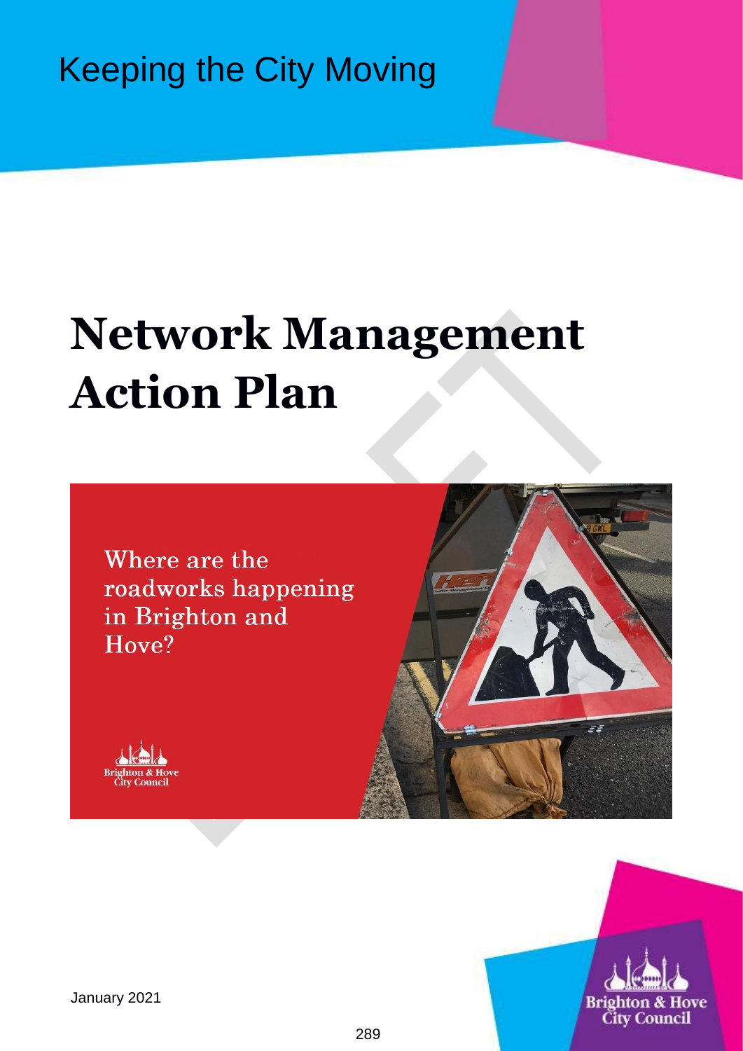Keeping the City Moving

# Network Management Action Plan

Where are the roadworks happening in Brighton and Hove?

Brighton & Hove City Council

January 2021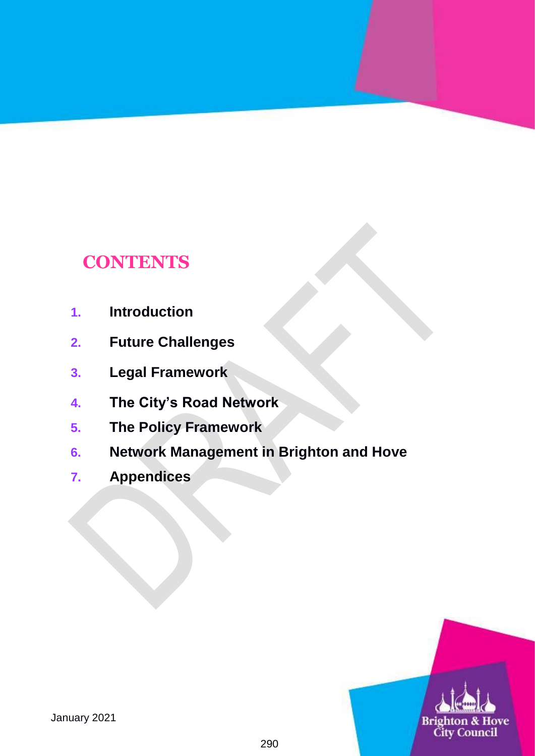# CONTENTS

1. **Introduction**
2. **Future Challenges**
3. **Legal Framework**
4. **The City's Road Network**
5. **The Policy Framework**
6. **Network Management in Brighton and Hove**
7. **Appendices**

January 2021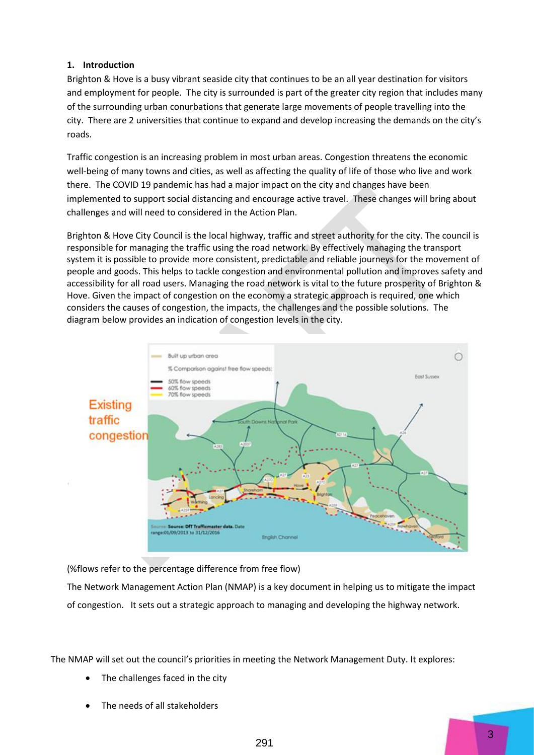## 1. Introduction

Brighton & Hove is a busy vibrant seaside city that continues to be an all year destination for visitors and employment for people. The city is surrounded is part of the greater city region that includes many of the surrounding urban conurbations that generate large movements of people travelling into the city. There are 2 universities that continue to expand and develop increasing the demands on the city's roads.

Traffic congestion is an increasing problem in most urban areas. Congestion threatens the economic well-being of many towns and cities, as well as affecting the quality of life of those who live and work there. The COVID 19 pandemic has had a major impact on the city and changes have been implemented to support social distancing and encourage active travel. These changes will bring about challenges and will need to considered in the Action Plan.

Brighton & Hove City Council is the local highway, traffic and street authority for the city. The council is responsible for managing the traffic using the road network. By effectively managing the transport system it is possible to provide more consistent, predictable and reliable journeys for the movement of people and goods. This helps to tackle congestion and environmental pollution and improves safety and accessibility for all road users. Managing the road network is vital to the future prosperity of Brighton & Hove. Given the impact of congestion on the economy a strategic approach is required, one which considers the causes of congestion, the impacts, the challenges and the possible solutions. The diagram below provides an indication of congestion levels in the city.

Existing traffic congestion

(%flows refer to the percentage difference from free flow)

The Network Management Action Plan (NMAP) is a key document in helping us to mitigate the impact of congestion. It sets out a strategic approach to managing and developing the highway network.

The NMAP will set out the council's priorities in meeting the Network Management Duty. It explores:

- The challenges faced in the city
- The needs of all stakeholders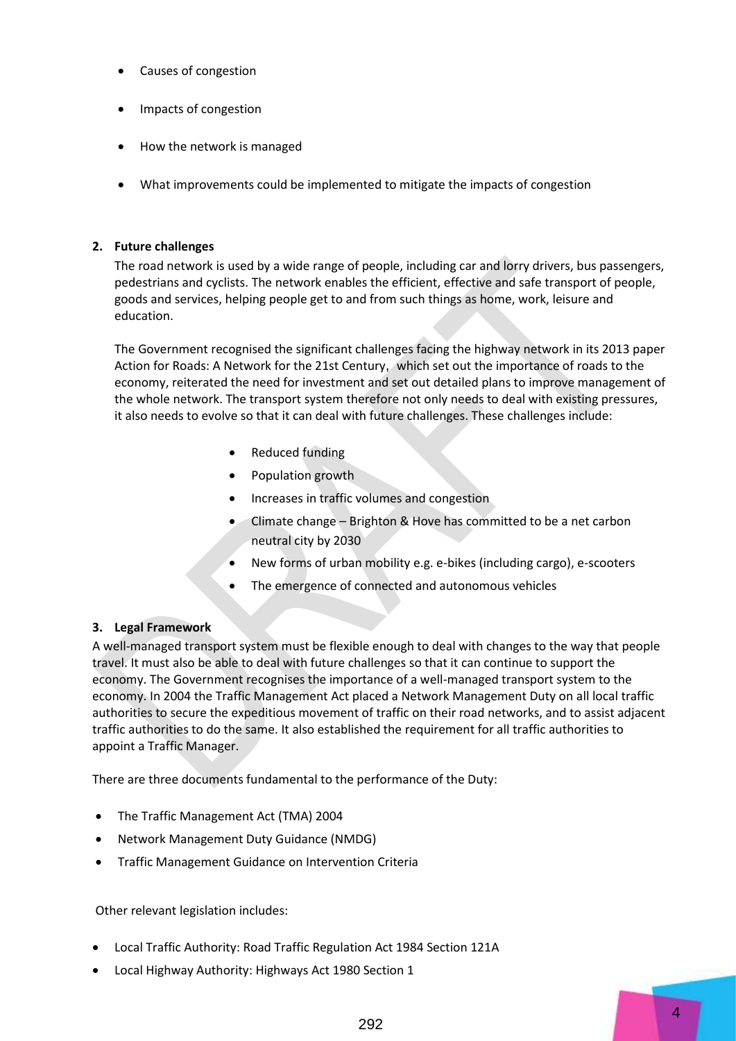- Causes of congestion
- Impacts of congestion
- How the network is managed
- What improvements could be implemented to mitigate the impacts of congestion

## 2. Future challenges

The road network is used by a wide range of people, including car and lorry drivers, bus passengers, pedestrians and cyclists. The network enables the efficient, effective and safe transport of people, goods and services, helping people get to and from such things as home, work, leisure and education.

The Government recognised the significant challenges facing the highway network in its 2013 paper Action for Roads: A Network for the 21st Century, which set out the importance of roads to the economy, reiterated the need for investment and set out detailed plans to improve management of the whole network. The transport system therefore not only needs to deal with existing pressures, it also needs to evolve so that it can deal with future challenges. These challenges include:

- Reduced funding
- Population growth
- Increases in traffic volumes and congestion
- Climate change – Brighton & Hove has committed to be a net carbon neutral city by 2030
- New forms of urban mobility e.g. e-bikes (including cargo), e-scooters
- The emergence of connected and autonomous vehicles

## 3. Legal Framework

A well-managed transport system must be flexible enough to deal with changes to the way that people travel. It must also be able to deal with future challenges so that it can continue to support the economy. The Government recognises the importance of a well-managed transport system to the economy. In 2004 the Traffic Management Act placed a Network Management Duty on all local traffic authorities to secure the expeditious movement of traffic on their road networks, and to assist adjacent traffic authorities to do the same. It also established the requirement for all traffic authorities to appoint a Traffic Manager.

There are three documents fundamental to the performance of the Duty:

- The Traffic Management Act (TMA) 2004
- Network Management Duty Guidance (NMDG)
- Traffic Management Guidance on Intervention Criteria

Other relevant legislation includes:

- Local Traffic Authority: Road Traffic Regulation Act 1984 Section 121A
- Local Highway Authority: Highways Act 1980 Section 1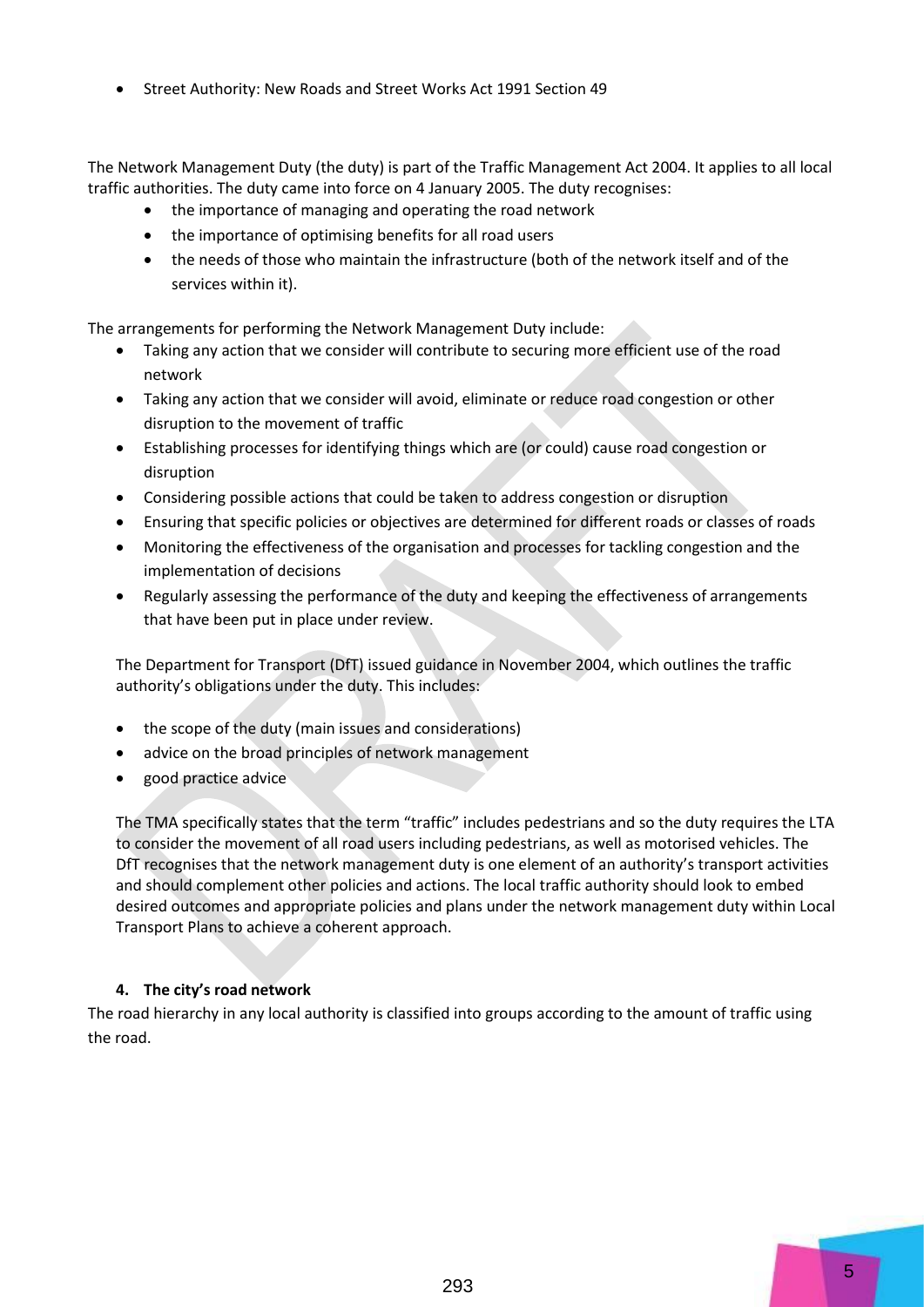- Street Authority: New Roads and Street Works Act 1991 Section 49

The Network Management Duty (the duty) is part of the Traffic Management Act 2004. It applies to all local traffic authorities. The duty came into force on 4 January 2005. The duty recognises:

- the importance of managing and operating the road network
- the importance of optimising benefits for all road users
- the needs of those who maintain the infrastructure (both of the network itself and of the services within it).

The arrangements for performing the Network Management Duty include:

- Taking any action that we consider will contribute to securing more efficient use of the road network
- Taking any action that we consider will avoid, eliminate or reduce road congestion or other disruption to the movement of traffic
- Establishing processes for identifying things which are (or could) cause road congestion or disruption
- Considering possible actions that could be taken to address congestion or disruption
- Ensuring that specific policies or objectives are determined for different roads or classes of roads
- Monitoring the effectiveness of the organisation and processes for tackling congestion and the implementation of decisions
- Regularly assessing the performance of the duty and keeping the effectiveness of arrangements that have been put in place under review.

The Department for Transport (DfT) issued guidance in November 2004, which outlines the traffic authority's obligations under the duty. This includes:

- the scope of the duty (main issues and considerations)
- advice on the broad principles of network management
- good practice advice

The TMA specifically states that the term "traffic" includes pedestrians and so the duty requires the LTA to consider the movement of all road users including pedestrians, as well as motorised vehicles. The DfT recognises that the network management duty is one element of an authority's transport activities and should complement other policies and actions. The local traffic authority should look to embed desired outcomes and appropriate policies and plans under the network management duty within Local Transport Plans to achieve a coherent approach.

#### 4. The city's road network

The road hierarchy in any local authority is classified into groups according to the amount of traffic using the road.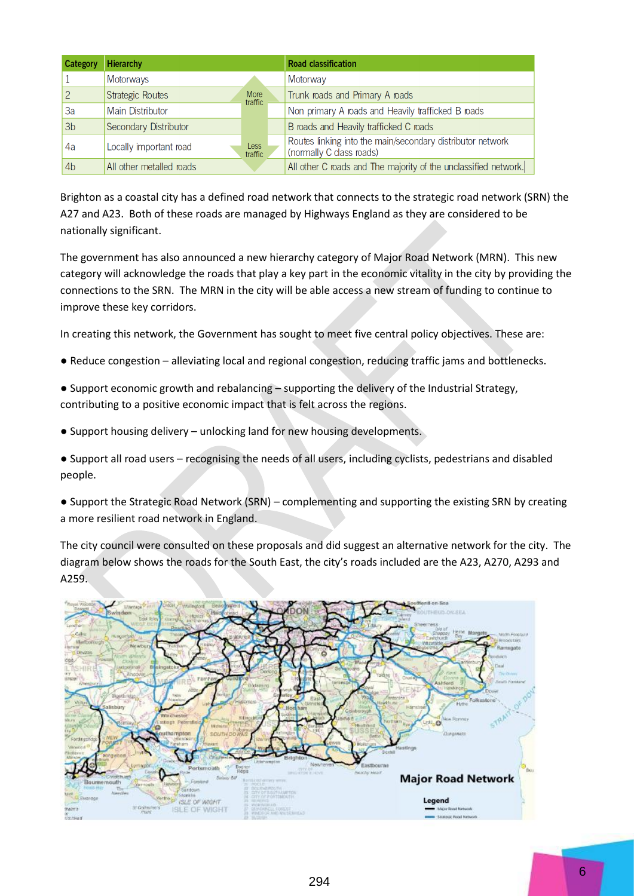| Category | Hierarchy | | Road classification |
|---|---|---|---|
| 1 | Motorways | More traffic | Motorway |
| 2 | Strategic Routes | | Trunk roads and Primary A roads |
| 3a | Main Distributor | | Non primary A roads and Heavily trafficked B roads |
| 3b | Secondary Distributor | | B roads and Heavily trafficked C roads |
| 4a | Locally important road | Less traffic | Routes linking into the main/secondary distributor network (normally C class roads) |
| 4b | All other metalled roads | | All other C roads and The majority of the unclassified network. |

Brighton as a coastal city has a defined road network that connects to the strategic road network (SRN) the A27 and A23. Both of these roads are managed by Highways England as they are considered to be nationally significant.

The government has also announced a new hierarchy category of Major Road Network (MRN). This new category will acknowledge the roads that play a key part in the economic vitality in the city by providing the connections to the SRN. The MRN in the city will be able access a new stream of funding to continue to improve these key corridors.

In creating this network, the Government has sought to meet five central policy objectives. These are:

- Reduce congestion – alleviating local and regional congestion, reducing traffic jams and bottlenecks.
- Support economic growth and rebalancing – supporting the delivery of the Industrial Strategy, contributing to a positive economic impact that is felt across the regions.
- Support housing delivery – unlocking land for new housing developments.
- Support all road users – recognising the needs of all users, including cyclists, pedestrians and disabled people.
- Support the Strategic Road Network (SRN) – complementing and supporting the existing SRN by creating a more resilient road network in England.

The city council were consulted on these proposals and did suggest an alternative network for the city. The diagram below shows the roads for the South East, the city's roads included are the A23, A270, A293 and A259.

Major Road Network

Legend
- Major Road Network
- Strategic Road Network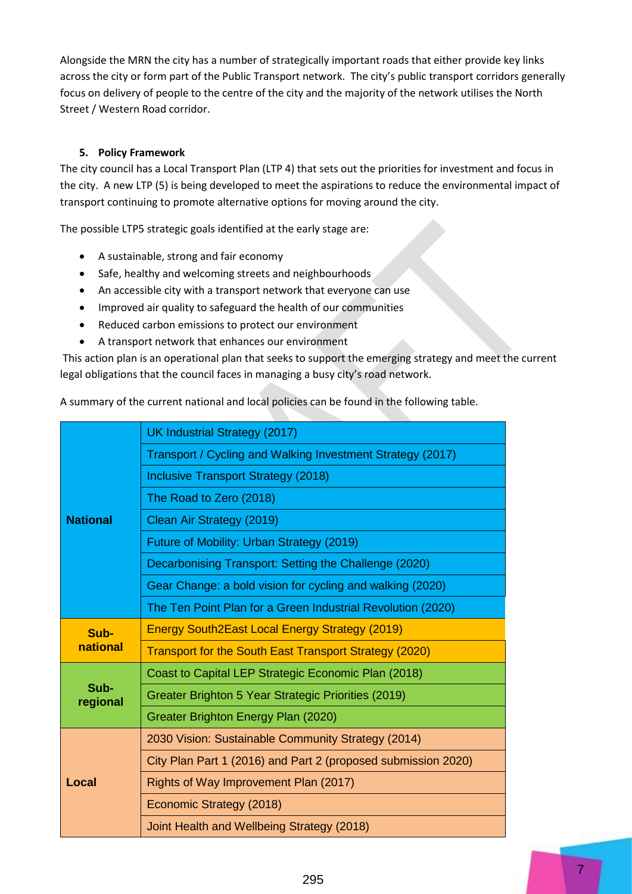Alongside the MRN the city has a number of strategically important roads that either provide key links across the city or form part of the Public Transport network. The city's public transport corridors generally focus on delivery of people to the centre of the city and the majority of the network utilises the North Street / Western Road corridor.

## 5. Policy Framework

The city council has a Local Transport Plan (LTP 4) that sets out the priorities for investment and focus in the city. A new LTP (5) is being developed to meet the aspirations to reduce the environmental impact of transport continuing to promote alternative options for moving around the city.

The possible LTP5 strategic goals identified at the early stage are:

- A sustainable, strong and fair economy
- Safe, healthy and welcoming streets and neighbourhoods
- An accessible city with a transport network that everyone can use
- Improved air quality to safeguard the health of our communities
- Reduced carbon emissions to protect our environment
- A transport network that enhances our environment

This action plan is an operational plan that seeks to support the emerging strategy and meet the current legal obligations that the council faces in managing a busy city's road network.

A summary of the current national and local policies can be found in the following table.

| | |
|---|---|
| **National** | UK Industrial Strategy (2017) |
| | Transport / Cycling and Walking Investment Strategy (2017) |
| | Inclusive Transport Strategy (2018) |
| | The Road to Zero (2018) |
| | Clean Air Strategy (2019) |
| | Future of Mobility: Urban Strategy (2019) |
| | Decarbonising Transport: Setting the Challenge (2020) |
| | Gear Change: a bold vision for cycling and walking (2020) |
| | The Ten Point Plan for a Green Industrial Revolution (2020) |
| **Sub-national** | Energy South2East Local Energy Strategy (2019) |
| | Transport for the South East Transport Strategy (2020) |
| **Sub-regional** | Coast to Capital LEP Strategic Economic Plan (2018) |
| | Greater Brighton 5 Year Strategic Priorities (2019) |
| | Greater Brighton Energy Plan (2020) |
| **Local** | 2030 Vision: Sustainable Community Strategy (2014) |
| | City Plan Part 1 (2016) and Part 2 (proposed submission 2020) |
| | Rights of Way Improvement Plan (2017) |
| | Economic Strategy (2018) |
| | Joint Health and Wellbeing Strategy (2018) |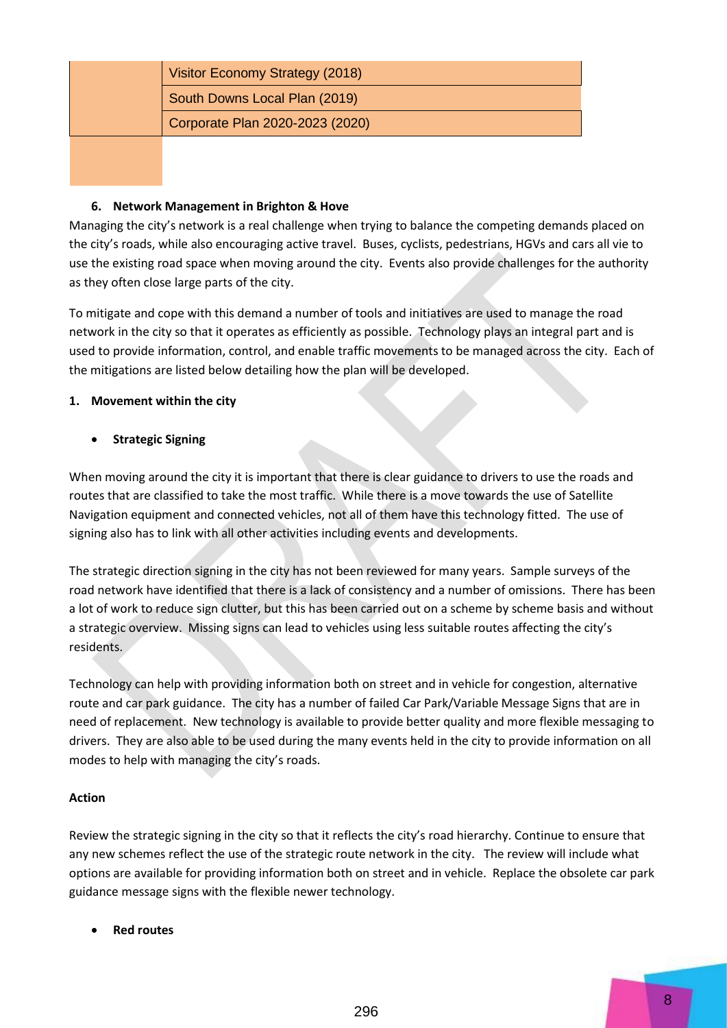| | |
|---|---|
| | Visitor Economy Strategy (2018) |
| | South Downs Local Plan (2019) |
| | Corporate Plan 2020-2023 (2020) |
| | |

## 6. Network Management in Brighton & Hove

Managing the city's network is a real challenge when trying to balance the competing demands placed on the city's roads, while also encouraging active travel. Buses, cyclists, pedestrians, HGVs and cars all vie to use the existing road space when moving around the city. Events also provide challenges for the authority as they often close large parts of the city.

To mitigate and cope with this demand a number of tools and initiatives are used to manage the road network in the city so that it operates as efficiently as possible. Technology plays an integral part and is used to provide information, control, and enable traffic movements to be managed across the city. Each of the mitigations are listed below detailing how the plan will be developed.

### 1. Movement within the city

- **Strategic Signing**

When moving around the city it is important that there is clear guidance to drivers to use the roads and routes that are classified to take the most traffic. While there is a move towards the use of Satellite Navigation equipment and connected vehicles, not all of them have this technology fitted. The use of signing also has to link with all other activities including events and developments.

The strategic direction signing in the city has not been reviewed for many years. Sample surveys of the road network have identified that there is a lack of consistency and a number of omissions. There has been a lot of work to reduce sign clutter, but this has been carried out on a scheme by scheme basis and without a strategic overview. Missing signs can lead to vehicles using less suitable routes affecting the city's residents.

Technology can help with providing information both on street and in vehicle for congestion, alternative route and car park guidance. The city has a number of failed Car Park/Variable Message Signs that are in need of replacement. New technology is available to provide better quality and more flexible messaging to drivers. They are also able to be used during the many events held in the city to provide information on all modes to help with managing the city's roads.

**Action**

Review the strategic signing in the city so that it reflects the city's road hierarchy. Continue to ensure that any new schemes reflect the use of the strategic route network in the city. The review will include what options are available for providing information both on street and in vehicle. Replace the obsolete car park guidance message signs with the flexible newer technology.

- **Red routes**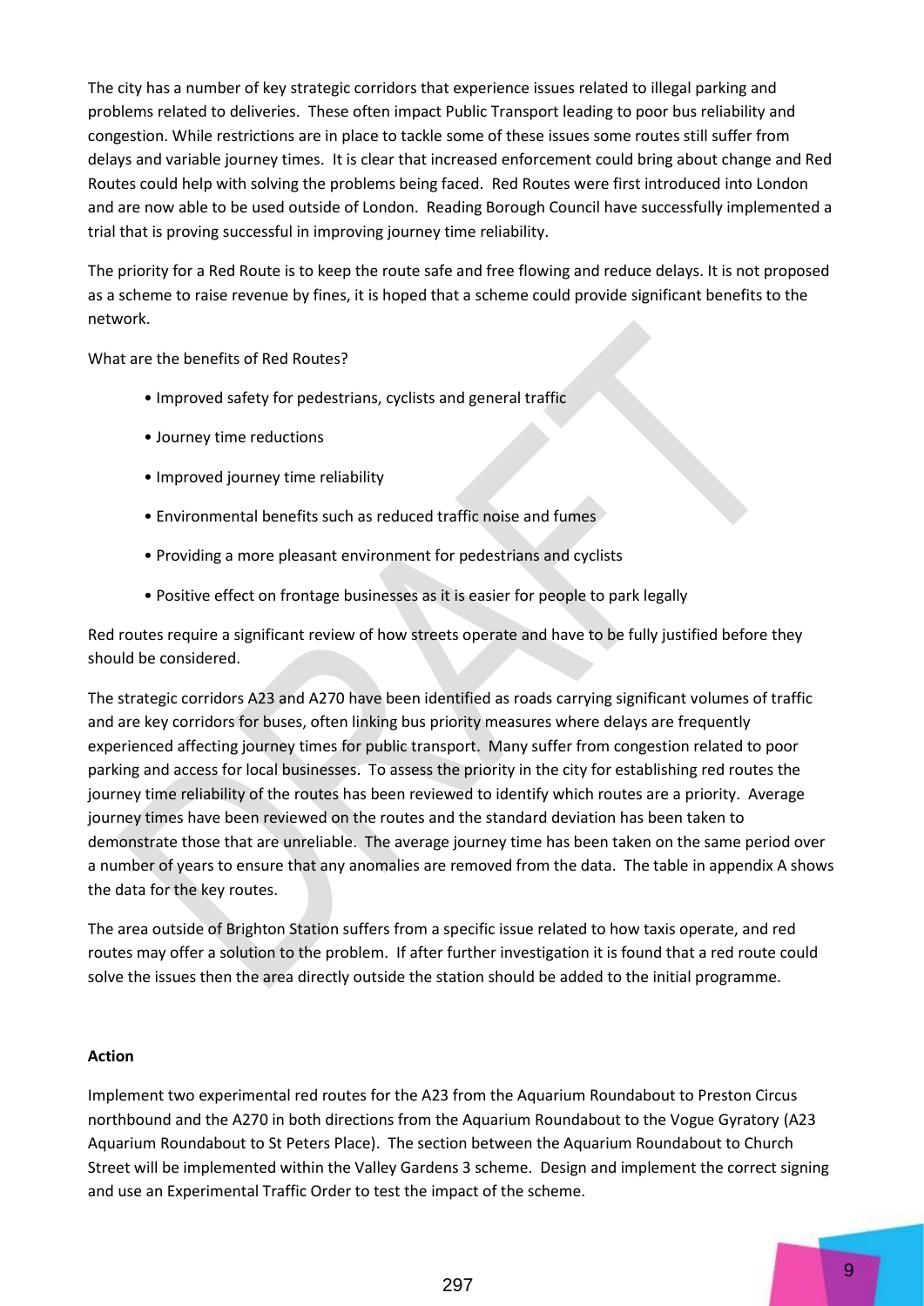The city has a number of key strategic corridors that experience issues related to illegal parking and problems related to deliveries. These often impact Public Transport leading to poor bus reliability and congestion. While restrictions are in place to tackle some of these issues some routes still suffer from delays and variable journey times. It is clear that increased enforcement could bring about change and Red Routes could help with solving the problems being faced. Red Routes were first introduced into London and are now able to be used outside of London. Reading Borough Council have successfully implemented a trial that is proving successful in improving journey time reliability.

The priority for a Red Route is to keep the route safe and free flowing and reduce delays. It is not proposed as a scheme to raise revenue by fines, it is hoped that a scheme could provide significant benefits to the network.

What are the benefits of Red Routes?

- Improved safety for pedestrians, cyclists and general traffic
- Journey time reductions
- Improved journey time reliability
- Environmental benefits such as reduced traffic noise and fumes
- Providing a more pleasant environment for pedestrians and cyclists
- Positive effect on frontage businesses as it is easier for people to park legally

Red routes require a significant review of how streets operate and have to be fully justified before they should be considered.

The strategic corridors A23 and A270 have been identified as roads carrying significant volumes of traffic and are key corridors for buses, often linking bus priority measures where delays are frequently experienced affecting journey times for public transport. Many suffer from congestion related to poor parking and access for local businesses. To assess the priority in the city for establishing red routes the journey time reliability of the routes has been reviewed to identify which routes are a priority. Average journey times have been reviewed on the routes and the standard deviation has been taken to demonstrate those that are unreliable. The average journey time has been taken on the same period over a number of years to ensure that any anomalies are removed from the data. The table in appendix A shows the data for the key routes.

The area outside of Brighton Station suffers from a specific issue related to how taxis operate, and red routes may offer a solution to the problem. If after further investigation it is found that a red route could solve the issues then the area directly outside the station should be added to the initial programme.

**Action**

Implement two experimental red routes for the A23 from the Aquarium Roundabout to Preston Circus northbound and the A270 in both directions from the Aquarium Roundabout to the Vogue Gyratory (A23 Aquarium Roundabout to St Peters Place). The section between the Aquarium Roundabout to Church Street will be implemented within the Valley Gardens 3 scheme. Design and implement the correct signing and use an Experimental Traffic Order to test the impact of the scheme.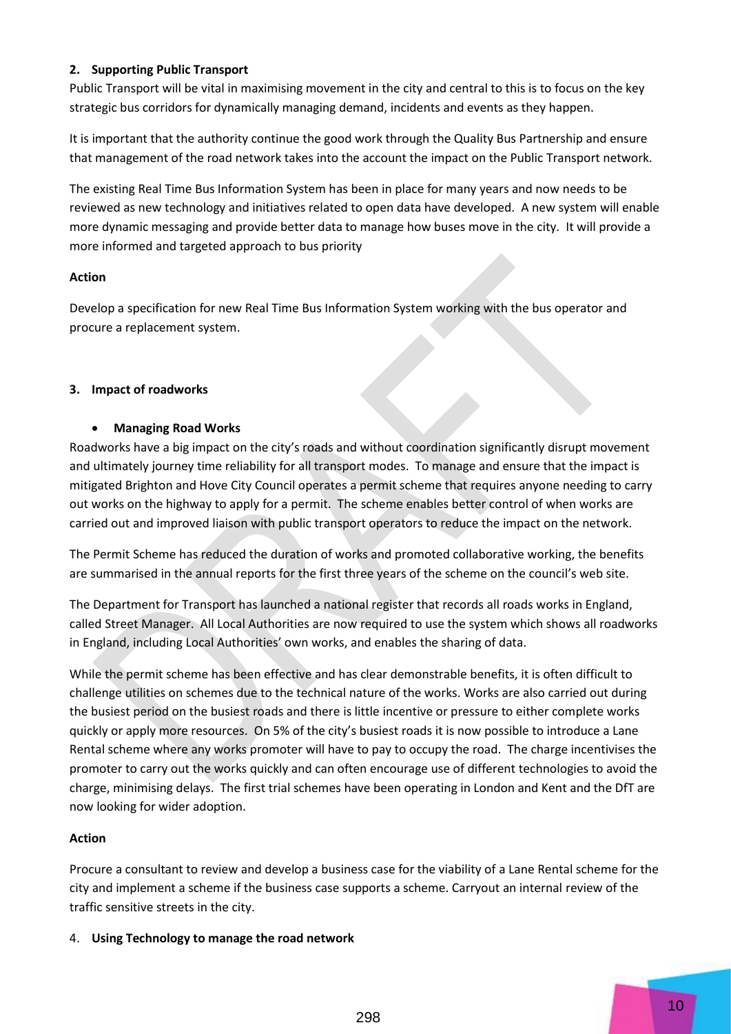## 2. Supporting Public Transport

Public Transport will be vital in maximising movement in the city and central to this is to focus on the key strategic bus corridors for dynamically managing demand, incidents and events as they happen.

It is important that the authority continue the good work through the Quality Bus Partnership and ensure that management of the road network takes into the account the impact on the Public Transport network.

The existing Real Time Bus Information System has been in place for many years and now needs to be reviewed as new technology and initiatives related to open data have developed. A new system will enable more dynamic messaging and provide better data to manage how buses move in the city. It will provide a more informed and targeted approach to bus priority

**Action**

Develop a specification for new Real Time Bus Information System working with the bus operator and procure a replacement system.

## 3. Impact of roadworks

- **Managing Road Works**

Roadworks have a big impact on the city's roads and without coordination significantly disrupt movement and ultimately journey time reliability for all transport modes. To manage and ensure that the impact is mitigated Brighton and Hove City Council operates a permit scheme that requires anyone needing to carry out works on the highway to apply for a permit. The scheme enables better control of when works are carried out and improved liaison with public transport operators to reduce the impact on the network.

The Permit Scheme has reduced the duration of works and promoted collaborative working, the benefits are summarised in the annual reports for the first three years of the scheme on the council's web site.

The Department for Transport has launched a national register that records all roads works in England, called Street Manager. All Local Authorities are now required to use the system which shows all roadworks in England, including Local Authorities' own works, and enables the sharing of data.

While the permit scheme has been effective and has clear demonstrable benefits, it is often difficult to challenge utilities on schemes due to the technical nature of the works. Works are also carried out during the busiest period on the busiest roads and there is little incentive or pressure to either complete works quickly or apply more resources. On 5% of the city's busiest roads it is now possible to introduce a Lane Rental scheme where any works promoter will have to pay to occupy the road. The charge incentivises the promoter to carry out the works quickly and can often encourage use of different technologies to avoid the charge, minimising delays. The first trial schemes have been operating in London and Kent and the DfT are now looking for wider adoption.

**Action**

Procure a consultant to review and develop a business case for the viability of a Lane Rental scheme for the city and implement a scheme if the business case supports a scheme. Carryout an internal review of the traffic sensitive streets in the city.

## 4. Using Technology to manage the road network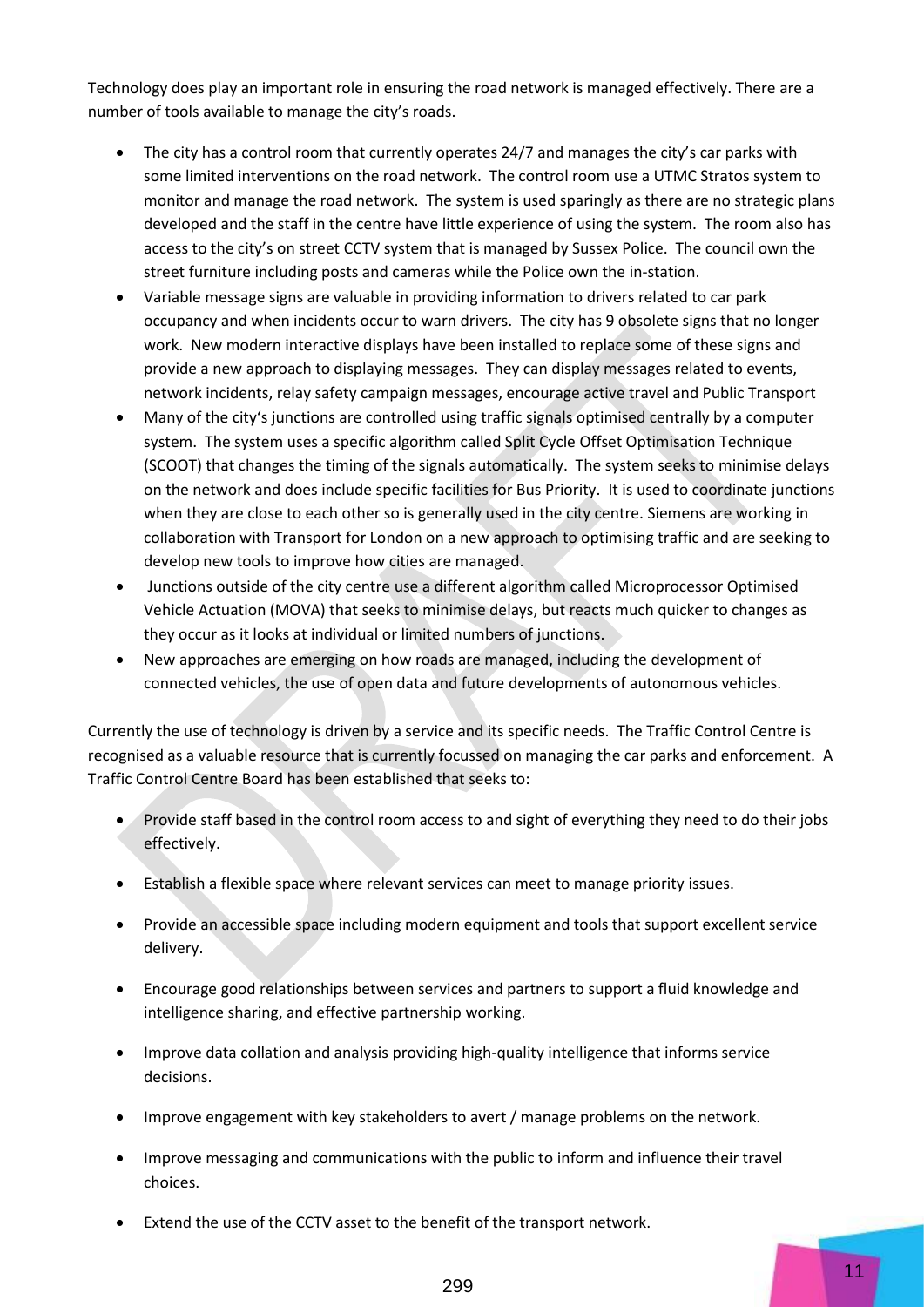Technology does play an important role in ensuring the road network is managed effectively. There are a number of tools available to manage the city's roads.

- The city has a control room that currently operates 24/7 and manages the city's car parks with some limited interventions on the road network. The control room use a UTMC Stratos system to monitor and manage the road network. The system is used sparingly as there are no strategic plans developed and the staff in the centre have little experience of using the system. The room also has access to the city's on street CCTV system that is managed by Sussex Police. The council own the street furniture including posts and cameras while the Police own the in-station.
- Variable message signs are valuable in providing information to drivers related to car park occupancy and when incidents occur to warn drivers. The city has 9 obsolete signs that no longer work. New modern interactive displays have been installed to replace some of these signs and provide a new approach to displaying messages. They can display messages related to events, network incidents, relay safety campaign messages, encourage active travel and Public Transport
- Many of the city's junctions are controlled using traffic signals optimised centrally by a computer system. The system uses a specific algorithm called Split Cycle Offset Optimisation Technique (SCOOT) that changes the timing of the signals automatically. The system seeks to minimise delays on the network and does include specific facilities for Bus Priority. It is used to coordinate junctions when they are close to each other so is generally used in the city centre. Siemens are working in collaboration with Transport for London on a new approach to optimising traffic and are seeking to develop new tools to improve how cities are managed.
- Junctions outside of the city centre use a different algorithm called Microprocessor Optimised Vehicle Actuation (MOVA) that seeks to minimise delays, but reacts much quicker to changes as they occur as it looks at individual or limited numbers of junctions.
- New approaches are emerging on how roads are managed, including the development of connected vehicles, the use of open data and future developments of autonomous vehicles.

Currently the use of technology is driven by a service and its specific needs. The Traffic Control Centre is recognised as a valuable resource that is currently focussed on managing the car parks and enforcement. A Traffic Control Centre Board has been established that seeks to:

- Provide staff based in the control room access to and sight of everything they need to do their jobs effectively.
- Establish a flexible space where relevant services can meet to manage priority issues.
- Provide an accessible space including modern equipment and tools that support excellent service delivery.
- Encourage good relationships between services and partners to support a fluid knowledge and intelligence sharing, and effective partnership working.
- Improve data collation and analysis providing high-quality intelligence that informs service decisions.
- Improve engagement with key stakeholders to avert / manage problems on the network.
- Improve messaging and communications with the public to inform and influence their travel choices.
- Extend the use of the CCTV asset to the benefit of the transport network.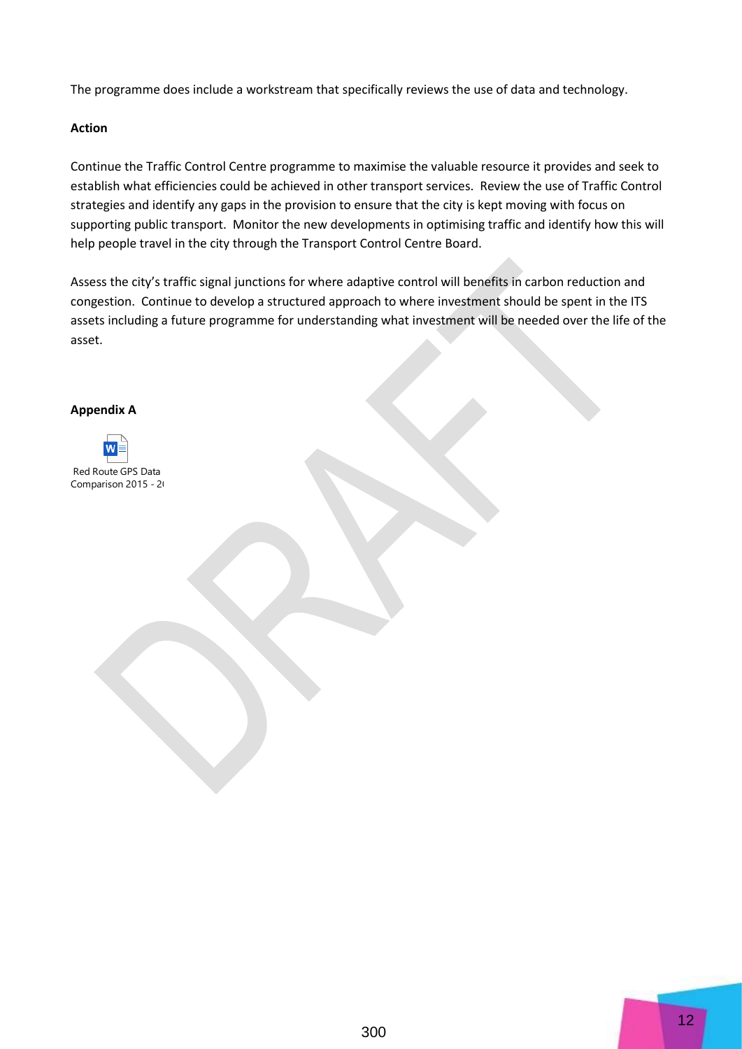The programme does include a workstream that specifically reviews the use of data and technology.

**Action**

Continue the Traffic Control Centre programme to maximise the valuable resource it provides and seek to establish what efficiencies could be achieved in other transport services. Review the use of Traffic Control strategies and identify any gaps in the provision to ensure that the city is kept moving with focus on supporting public transport. Monitor the new developments in optimising traffic and identify how this will help people travel in the city through the Transport Control Centre Board.

Assess the city's traffic signal junctions for where adaptive control will benefits in carbon reduction and congestion. Continue to develop a structured approach to where investment should be spent in the ITS assets including a future programme for understanding what investment will be needed over the life of the asset.

**Appendix A**

Red Route GPS Data Comparison 2015 - 2(